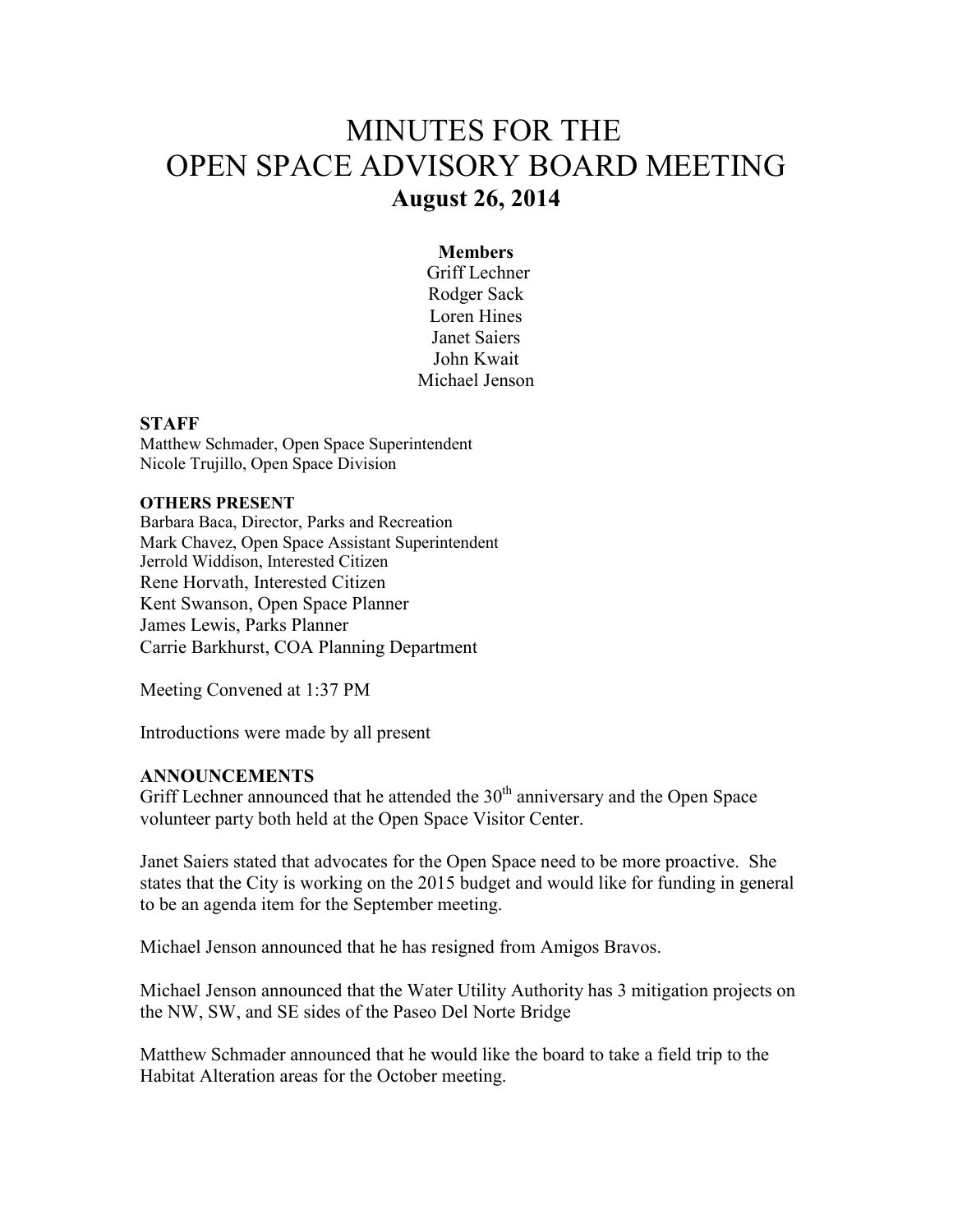# MINUTES FOR THE OPEN SPACE ADVISORY BOARD MEETING

## August 26, 2014

**Members**

Griff Lechner
Rodger Sack
Loren Hines
Janet Saiers
John Kwait
Michael Jenson

**STAFF**

Matthew Schmader, Open Space Superintendent
Nicole Trujillo, Open Space Division

**OTHERS PRESENT**

Barbara Baca, Director, Parks and Recreation
Mark Chavez, Open Space Assistant Superintendent
Jerrold Widdison, Interested Citizen
Rene Horvath, Interested Citizen
Kent Swanson, Open Space Planner
James Lewis, Parks Planner
Carrie Barkhurst, COA Planning Department

Meeting Convened at 1:37 PM

Introductions were made by all present

**ANNOUNCEMENTS**

Griff Lechner announced that he attended the 30th anniversary and the Open Space volunteer party both held at the Open Space Visitor Center.

Janet Saiers stated that advocates for the Open Space need to be more proactive. She states that the City is working on the 2015 budget and would like for funding in general to be an agenda item for the September meeting.

Michael Jenson announced that he has resigned from Amigos Bravos.

Michael Jenson announced that the Water Utility Authority has 3 mitigation projects on the NW, SW, and SE sides of the Paseo Del Norte Bridge

Matthew Schmader announced that he would like the board to take a field trip to the Habitat Alteration areas for the October meeting.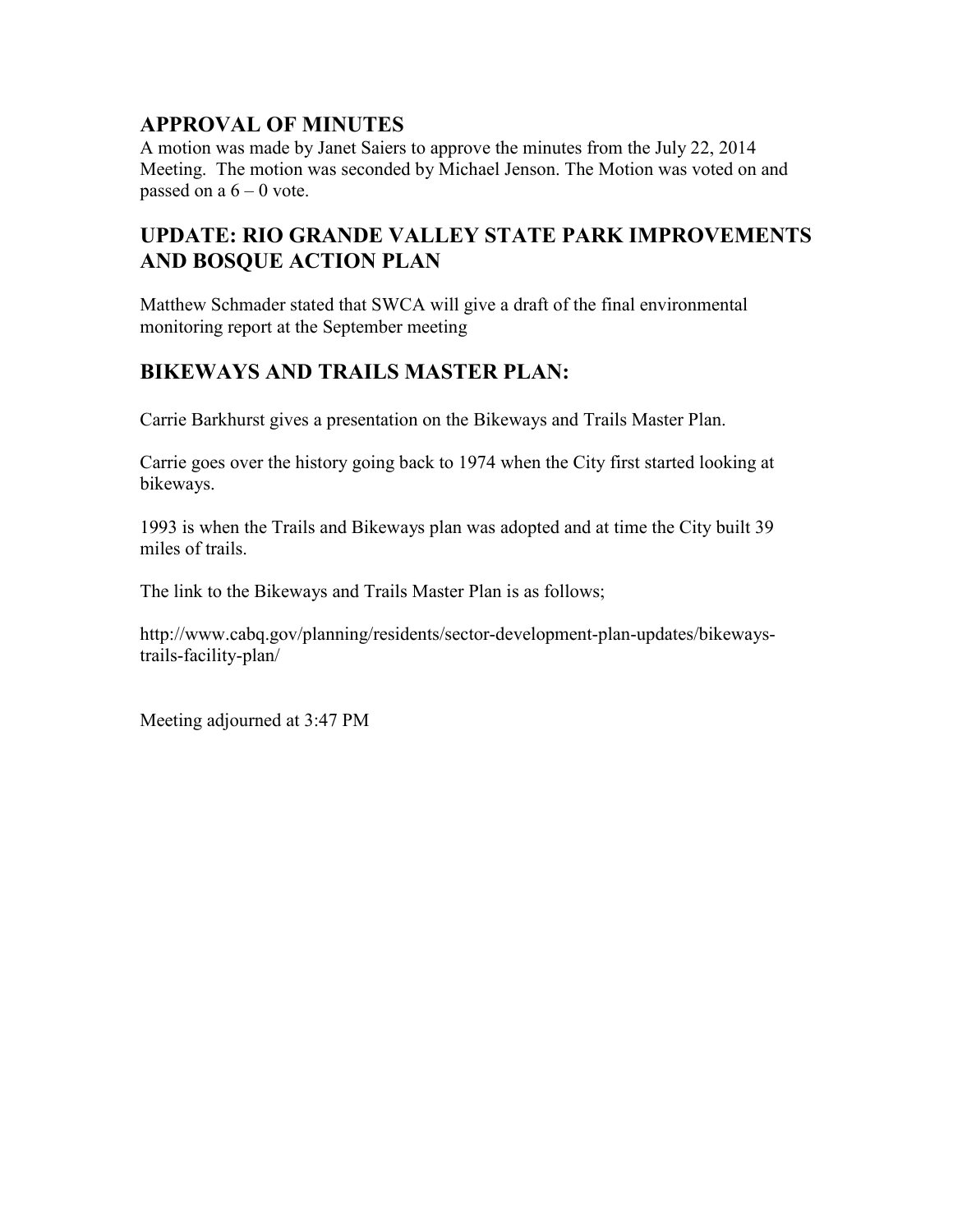## APPROVAL OF MINUTES

A motion was made by Janet Saiers to approve the minutes from the July 22, 2014 Meeting. The motion was seconded by Michael Jenson. The Motion was voted on and passed on a 6 – 0 vote.

## UPDATE: RIO GRANDE VALLEY STATE PARK IMPROVEMENTS AND BOSQUE ACTION PLAN

Matthew Schmader stated that SWCA will give a draft of the final environmental monitoring report at the September meeting

## BIKEWAYS AND TRAILS MASTER PLAN:

Carrie Barkhurst gives a presentation on the Bikeways and Trails Master Plan.

Carrie goes over the history going back to 1974 when the City first started looking at bikeways.

1993 is when the Trails and Bikeways plan was adopted and at time the City built 39 miles of trails.

The link to the Bikeways and Trails Master Plan is as follows;

http://www.cabq.gov/planning/residents/sector-development-plan-updates/bikeways-trails-facility-plan/

Meeting adjourned at 3:47 PM